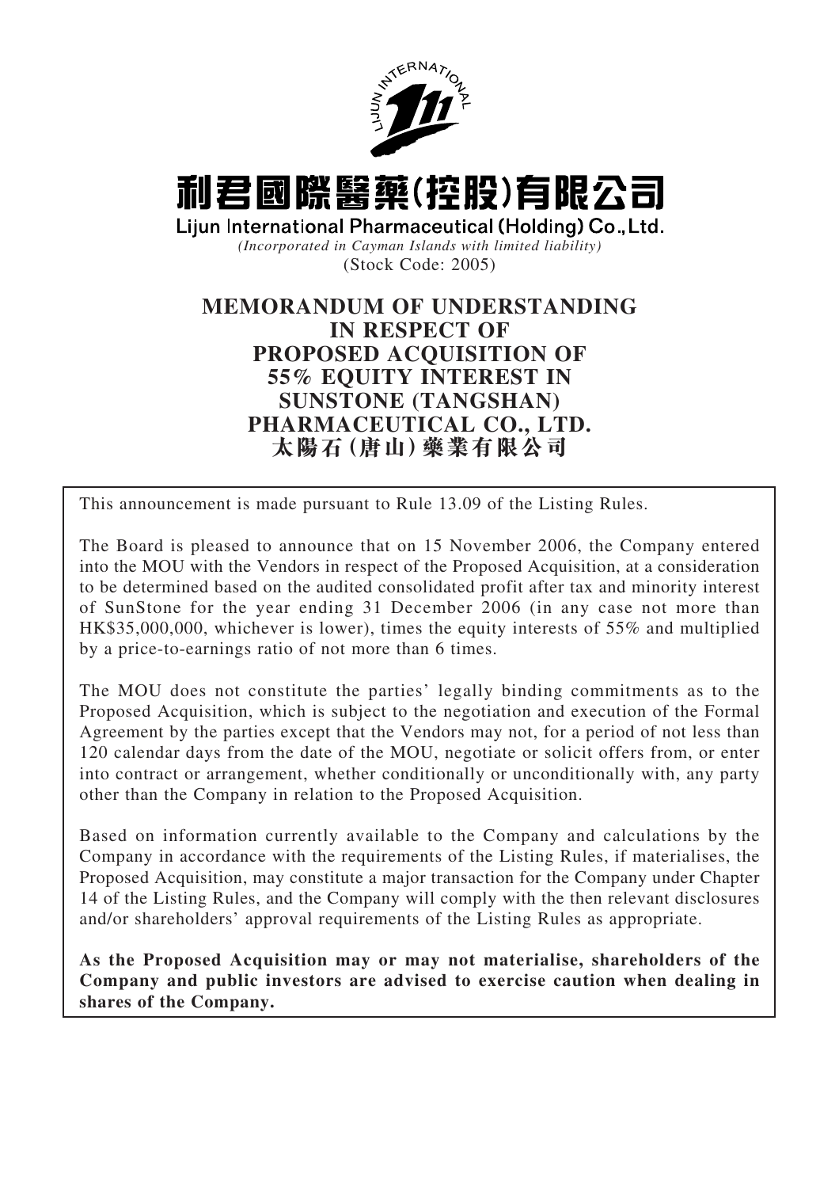# 利君國際醫藥(控股)有限公司

**Lijun International Pharmaceutical (Holding) Co., Ltd.**

*(Incorporated in Cayman Islands with limited liability)*

(Stock Code: 2005)

## MEMORANDUM OF UNDERSTANDING IN RESPECT OF PROPOSED ACQUISITION OF 55% EQUITY INTEREST IN SUNSTONE (TANGSHAN) PHARMACEUTICAL CO., LTD. 太陽石(唐山)藥業有限公司

This announcement is made pursuant to Rule 13.09 of the Listing Rules.

The Board is pleased to announce that on 15 November 2006, the Company entered into the MOU with the Vendors in respect of the Proposed Acquisition, at a consideration to be determined based on the audited consolidated profit after tax and minority interest of SunStone for the year ending 31 December 2006 (in any case not more than HK$35,000,000, whichever is lower), times the equity interests of 55% and multiplied by a price-to-earnings ratio of not more than 6 times.

The MOU does not constitute the parties' legally binding commitments as to the Proposed Acquisition, which is subject to the negotiation and execution of the Formal Agreement by the parties except that the Vendors may not, for a period of not less than 120 calendar days from the date of the MOU, negotiate or solicit offers from, or enter into contract or arrangement, whether conditionally or unconditionally with, any party other than the Company in relation to the Proposed Acquisition.

Based on information currently available to the Company and calculations by the Company in accordance with the requirements of the Listing Rules, if materialises, the Proposed Acquisition, may constitute a major transaction for the Company under Chapter 14 of the Listing Rules, and the Company will comply with the then relevant disclosures and/or shareholders' approval requirements of the Listing Rules as appropriate.

**As the Proposed Acquisition may or may not materialise, shareholders of the Company and public investors are advised to exercise caution when dealing in shares of the Company.**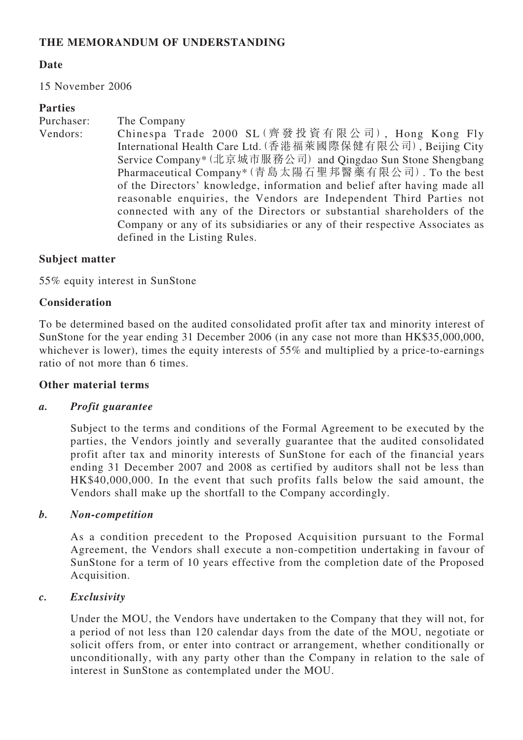## THE MEMORANDUM OF UNDERSTANDING

### Date

15 November 2006

### Parties

Purchaser: The Company

Vendors: Chinespa Trade 2000 SL (齊發投資有限公司), Hong Kong Fly International Health Care Ltd. (香港福萊國際保健有限公司), Beijing City Service Company* (北京城市服務公司) and Qingdao Sun Stone Shengbang Pharmaceutical Company* (青島太陽石聖邦醫藥有限公司). To the best of the Directors' knowledge, information and belief after having made all reasonable enquiries, the Vendors are Independent Third Parties not connected with any of the Directors or substantial shareholders of the Company or any of its subsidiaries or any of their respective Associates as defined in the Listing Rules.

### Subject matter

55% equity interest in SunStone

### Consideration

To be determined based on the audited consolidated profit after tax and minority interest of SunStone for the year ending 31 December 2006 (in any case not more than HK$35,000,000, whichever is lower), times the equity interests of 55% and multiplied by a price-to-earnings ratio of not more than 6 times.

### Other material terms

*a.* ***Profit guarantee***

Subject to the terms and conditions of the Formal Agreement to be executed by the parties, the Vendors jointly and severally guarantee that the audited consolidated profit after tax and minority interests of SunStone for each of the financial years ending 31 December 2007 and 2008 as certified by auditors shall not be less than HK$40,000,000. In the event that such profits falls below the said amount, the Vendors shall make up the shortfall to the Company accordingly.

*b.* ***Non-competition***

As a condition precedent to the Proposed Acquisition pursuant to the Formal Agreement, the Vendors shall execute a non-competition undertaking in favour of SunStone for a term of 10 years effective from the completion date of the Proposed Acquisition.

*c.* ***Exclusivity***

Under the MOU, the Vendors have undertaken to the Company that they will not, for a period of not less than 120 calendar days from the date of the MOU, negotiate or solicit offers from, or enter into contract or arrangement, whether conditionally or unconditionally, with any party other than the Company in relation to the sale of interest in SunStone as contemplated under the MOU.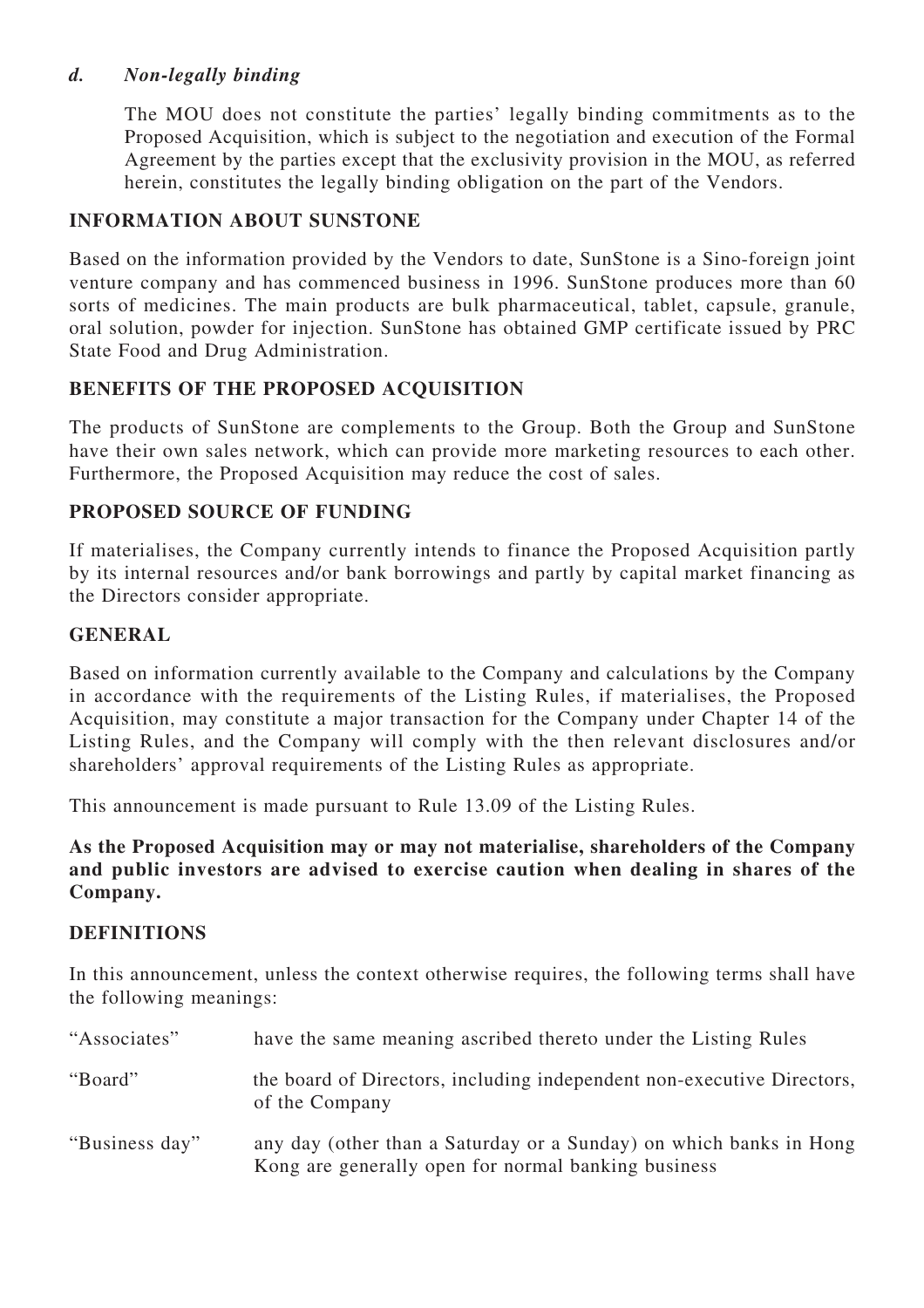*d. Non-legally binding*

The MOU does not constitute the parties' legally binding commitments as to the Proposed Acquisition, which is subject to the negotiation and execution of the Formal Agreement by the parties except that the exclusivity provision in the MOU, as referred herein, constitutes the legally binding obligation on the part of the Vendors.

## INFORMATION ABOUT SUNSTONE

Based on the information provided by the Vendors to date, SunStone is a Sino-foreign joint venture company and has commenced business in 1996. SunStone produces more than 60 sorts of medicines. The main products are bulk pharmaceutical, tablet, capsule, granule, oral solution, powder for injection. SunStone has obtained GMP certificate issued by PRC State Food and Drug Administration.

## BENEFITS OF THE PROPOSED ACQUISITION

The products of SunStone are complements to the Group. Both the Group and SunStone have their own sales network, which can provide more marketing resources to each other. Furthermore, the Proposed Acquisition may reduce the cost of sales.

## PROPOSED SOURCE OF FUNDING

If materialises, the Company currently intends to finance the Proposed Acquisition partly by its internal resources and/or bank borrowings and partly by capital market financing as the Directors consider appropriate.

## GENERAL

Based on information currently available to the Company and calculations by the Company in accordance with the requirements of the Listing Rules, if materialises, the Proposed Acquisition, may constitute a major transaction for the Company under Chapter 14 of the Listing Rules, and the Company will comply with the then relevant disclosures and/or shareholders' approval requirements of the Listing Rules as appropriate.

This announcement is made pursuant to Rule 13.09 of the Listing Rules.

**As the Proposed Acquisition may or may not materialise, shareholders of the Company and public investors are advised to exercise caution when dealing in shares of the Company.**

## DEFINITIONS

In this announcement, unless the context otherwise requires, the following terms shall have the following meanings:

| | |
|---|---|
| "Associates" | have the same meaning ascribed thereto under the Listing Rules |
| "Board" | the board of Directors, including independent non-executive Directors, of the Company |
| "Business day" | any day (other than a Saturday or a Sunday) on which banks in Hong Kong are generally open for normal banking business |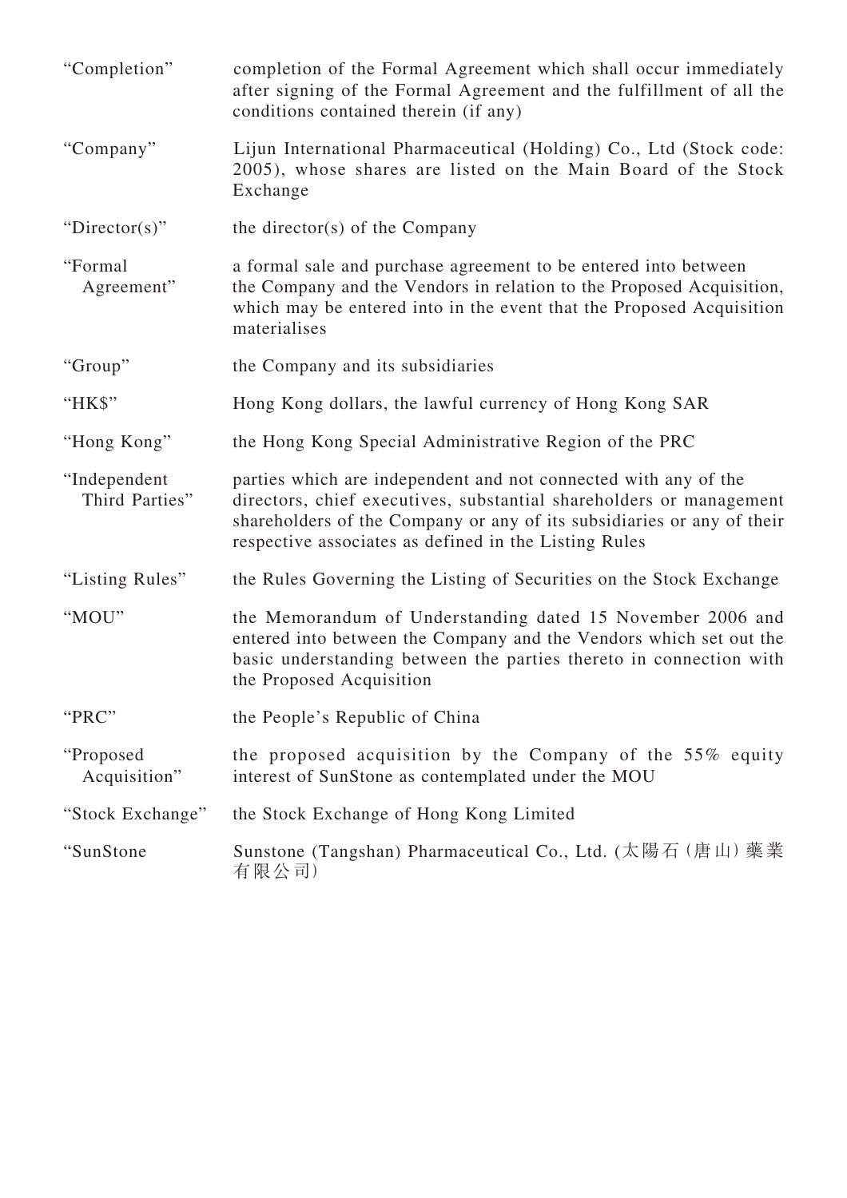| | |
|---|---|
| "Completion" | completion of the Formal Agreement which shall occur immediately after signing of the Formal Agreement and the fulfillment of all the conditions contained therein (if any) |
| "Company" | Lijun International Pharmaceutical (Holding) Co., Ltd (Stock code: 2005), whose shares are listed on the Main Board of the Stock Exchange |
| "Director(s)" | the director(s) of the Company |
| "Formal Agreement" | a formal sale and purchase agreement to be entered into between the Company and the Vendors in relation to the Proposed Acquisition, which may be entered into in the event that the Proposed Acquisition materialises |
| "Group" | the Company and its subsidiaries |
| "HK$" | Hong Kong dollars, the lawful currency of Hong Kong SAR |
| "Hong Kong" | the Hong Kong Special Administrative Region of the PRC |
| "Independent Third Parties" | parties which are independent and not connected with any of the directors, chief executives, substantial shareholders or management shareholders of the Company or any of its subsidiaries or any of their respective associates as defined in the Listing Rules |
| "Listing Rules" | the Rules Governing the Listing of Securities on the Stock Exchange |
| "MOU" | the Memorandum of Understanding dated 15 November 2006 and entered into between the Company and the Vendors which set out the basic understanding between the parties thereto in connection with the Proposed Acquisition |
| "PRC" | the People's Republic of China |
| "Proposed Acquisition" | the proposed acquisition by the Company of the 55% equity interest of SunStone as contemplated under the MOU |
| "Stock Exchange" | the Stock Exchange of Hong Kong Limited |
| "SunStone | Sunstone (Tangshan) Pharmaceutical Co., Ltd. (太陽石(唐山)藥業有限公司) |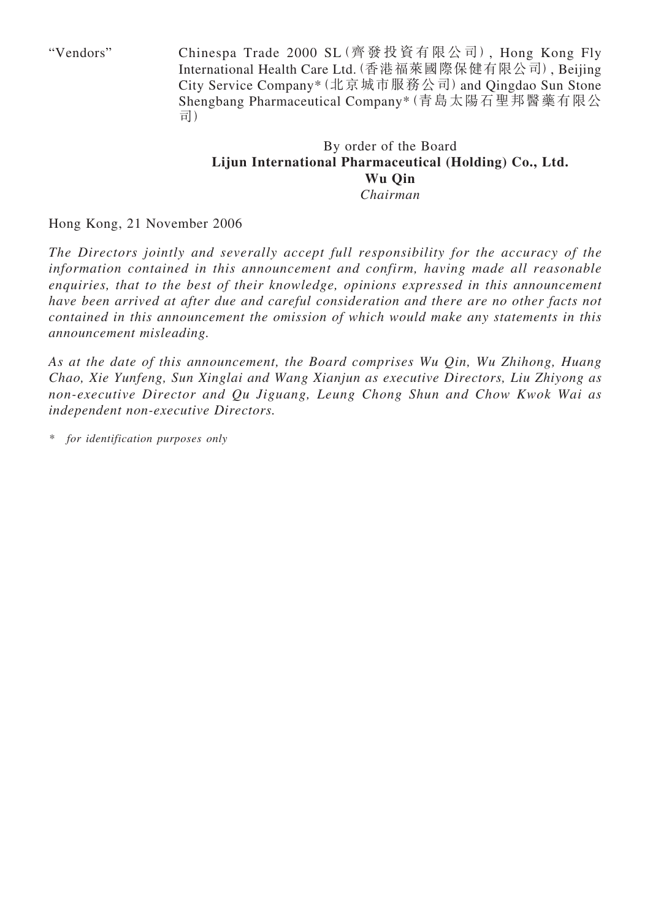"Vendors" Chinespa Trade 2000 SL (齊發投資有限公司), Hong Kong Fly International Health Care Ltd. (香港福萊國際保健有限公司), Beijing City Service Company* (北京城市服務公司) and Qingdao Sun Stone Shengbang Pharmaceutical Company* (青島太陽石聖邦醫藥有限公司)

By order of the Board
**Lijun International Pharmaceutical (Holding) Co., Ltd.**
**Wu Qin**
*Chairman*

Hong Kong, 21 November 2006

*The Directors jointly and severally accept full responsibility for the accuracy of the information contained in this announcement and confirm, having made all reasonable enquiries, that to the best of their knowledge, opinions expressed in this announcement have been arrived at after due and careful consideration and there are no other facts not contained in this announcement the omission of which would make any statements in this announcement misleading.*

*As at the date of this announcement, the Board comprises Wu Qin, Wu Zhihong, Huang Chao, Xie Yunfeng, Sun Xinglai and Wang Xianjun as executive Directors, Liu Zhiyong as non-executive Director and Qu Jiguang, Leung Chong Shun and Chow Kwok Wai as independent non-executive Directors.*

\* *for identification purposes only*